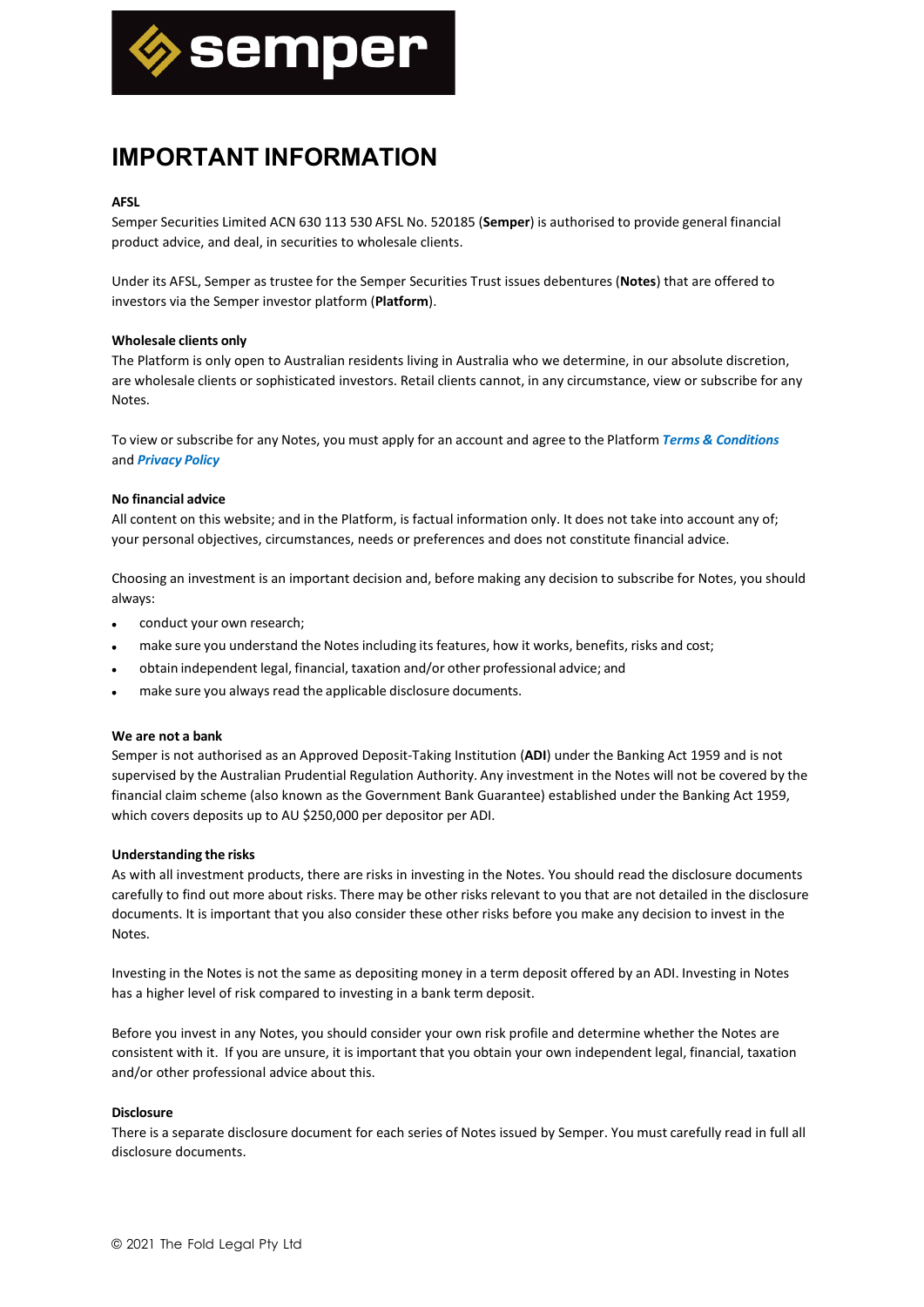# IMPORTANT INFORMATION

**AFSL**

Semper Securities Limited ACN 630 113 530 AFSL No. 520185 (**Semper**) is authorised to provide general financial product advice, and deal, in securities to wholesale clients.

Under its AFSL, Semper as trustee for the Semper Securities Trust issues debentures (**Notes**) that are offered to investors via the Semper investor platform (**Platform**).

**Wholesale clients only**

The Platform is only open to Australian residents living in Australia who we determine, in our absolute discretion, are wholesale clients or sophisticated investors. Retail clients cannot, in any circumstance, view or subscribe for any Notes.

To view or subscribe for any Notes, you must apply for an account and agree to the Platform ***Terms & Conditions*** and ***Privacy Policy***

**No financial advice**

All content on this website; and in the Platform, is factual information only. It does not take into account any of; your personal objectives, circumstances, needs or preferences and does not constitute financial advice.

Choosing an investment is an important decision and, before making any decision to subscribe for Notes, you should always:

- conduct your own research;
- make sure you understand the Notes including its features, how it works, benefits, risks and cost;
- obtain independent legal, financial, taxation and/or other professional advice; and
- make sure you always read the applicable disclosure documents.

**We are not a bank**

Semper is not authorised as an Approved Deposit-Taking Institution (**ADI**) under the Banking Act 1959 and is not supervised by the Australian Prudential Regulation Authority. Any investment in the Notes will not be covered by the financial claim scheme (also known as the Government Bank Guarantee) established under the Banking Act 1959, which covers deposits up to AU $250,000 per depositor per ADI.

**Understanding the risks**

As with all investment products, there are risks in investing in the Notes. You should read the disclosure documents carefully to find out more about risks. There may be other risks relevant to you that are not detailed in the disclosure documents. It is important that you also consider these other risks before you make any decision to invest in the Notes.

Investing in the Notes is not the same as depositing money in a term deposit offered by an ADI. Investing in Notes has a higher level of risk compared to investing in a bank term deposit.

Before you invest in any Notes, you should consider your own risk profile and determine whether the Notes are consistent with it. If you are unsure, it is important that you obtain your own independent legal, financial, taxation and/or other professional advice about this.

**Disclosure**

There is a separate disclosure document for each series of Notes issued by Semper. You must carefully read in full all disclosure documents.

© 2021 The Fold Legal Pty Ltd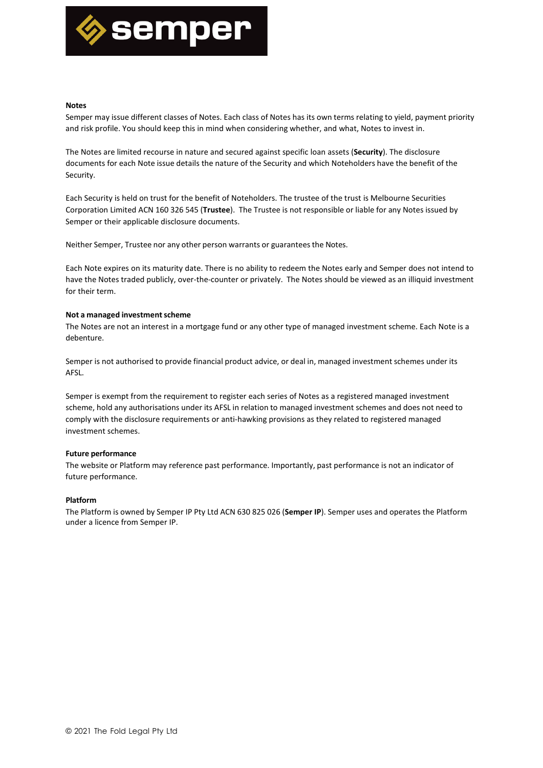**Notes**

Semper may issue different classes of Notes. Each class of Notes has its own terms relating to yield, payment priority and risk profile. You should keep this in mind when considering whether, and what, Notes to invest in.

The Notes are limited recourse in nature and secured against specific loan assets (**Security**). The disclosure documents for each Note issue details the nature of the Security and which Noteholders have the benefit of the Security.

Each Security is held on trust for the benefit of Noteholders. The trustee of the trust is Melbourne Securities Corporation Limited ACN 160 326 545 (**Trustee**). The Trustee is not responsible or liable for any Notes issued by Semper or their applicable disclosure documents.

Neither Semper, Trustee nor any other person warrants or guarantees the Notes.

Each Note expires on its maturity date. There is no ability to redeem the Notes early and Semper does not intend to have the Notes traded publicly, over-the-counter or privately. The Notes should be viewed as an illiquid investment for their term.

**Not a managed investment scheme**

The Notes are not an interest in a mortgage fund or any other type of managed investment scheme. Each Note is a debenture.

Semper is not authorised to provide financial product advice, or deal in, managed investment schemes under its AFSL.

Semper is exempt from the requirement to register each series of Notes as a registered managed investment scheme, hold any authorisations under its AFSL in relation to managed investment schemes and does not need to comply with the disclosure requirements or anti-hawking provisions as they related to registered managed investment schemes.

**Future performance**

The website or Platform may reference past performance. Importantly, past performance is not an indicator of future performance.

**Platform**

The Platform is owned by Semper IP Pty Ltd ACN 630 825 026 (**Semper IP**). Semper uses and operates the Platform under a licence from Semper IP.

© 2021 The Fold Legal Pty Ltd